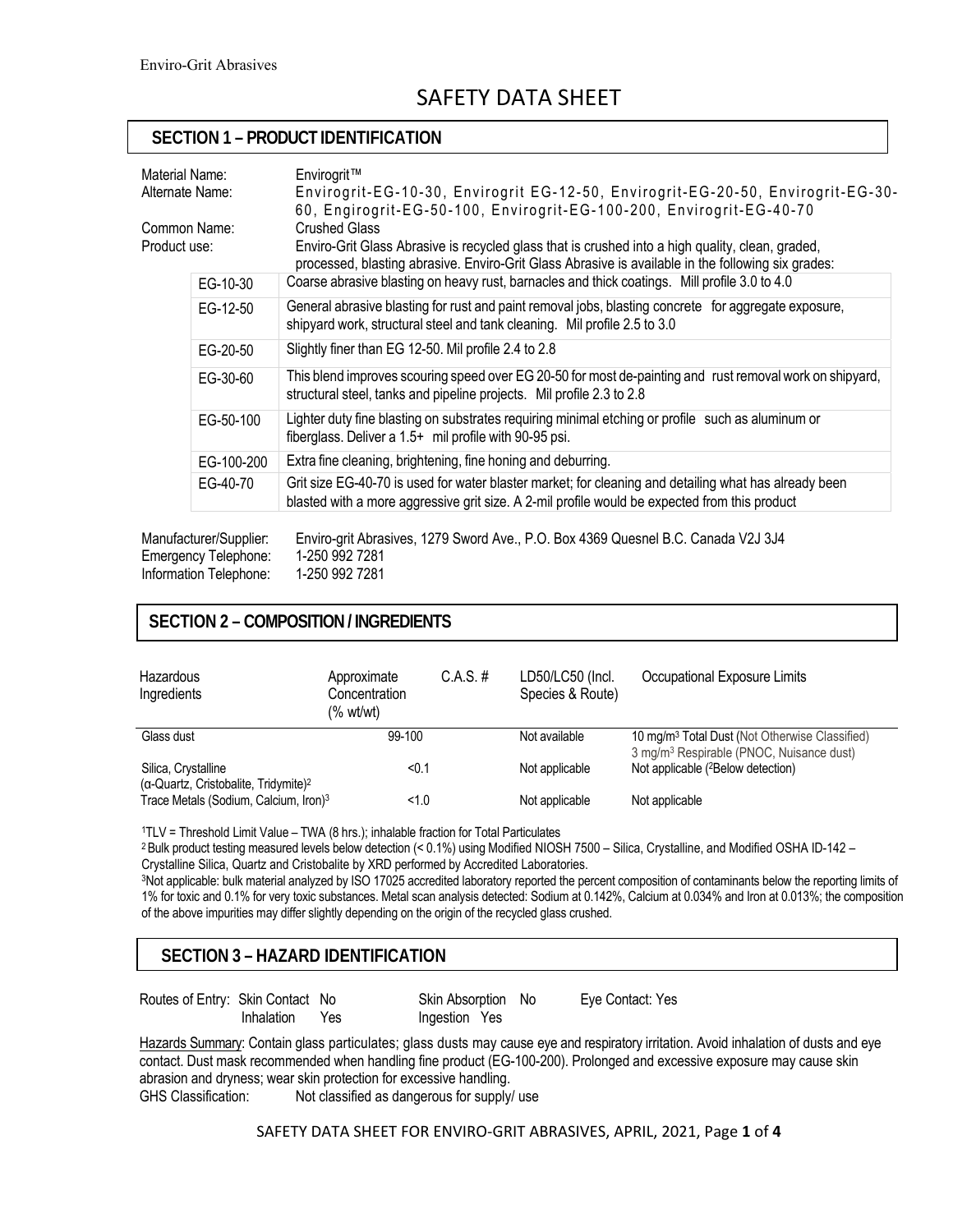Enviro-Grit Abrasives

# SAFETY DATA SHEET

## SECTION 1 – PRODUCT IDENTIFICATION

Material Name: Envirogrit™

Alternate Name: Envirogrit-EG-10-30, Envirogrit EG-12-50, Envirogrit-EG-20-50, Envirogrit-EG-30-60, Engirogrit-EG-50-100, Envirogrit-EG-100-200, Envirogrit-EG-40-70

Common Name: Crushed Glass

Product use: Enviro-Grit Glass Abrasive is recycled glass that is crushed into a high quality, clean, graded, processed, blasting abrasive. Enviro-Grit Glass Abrasive is available in the following six grades:

| Grade | Description |
|---|---|
| EG-10-30 | Coarse abrasive blasting on heavy rust, barnacles and thick coatings. Mill profile 3.0 to 4.0 |
| EG-12-50 | General abrasive blasting for rust and paint removal jobs, blasting concrete for aggregate exposure, shipyard work, structural steel and tank cleaning. Mil profile 2.5 to 3.0 |
| EG-20-50 | Slightly finer than EG 12-50. Mil profile 2.4 to 2.8 |
| EG-30-60 | This blend improves scouring speed over EG 20-50 for most de-painting and rust removal work on shipyard, structural steel, tanks and pipeline projects. Mil profile 2.3 to 2.8 |
| EG-50-100 | Lighter duty fine blasting on substrates requiring minimal etching or profile such as aluminum or fiberglass. Deliver a 1.5+ mil profile with 90-95 psi. |
| EG-100-200 | Extra fine cleaning, brightening, fine honing and deburring. |
| EG-40-70 | Grit size EG-40-70 is used for water blaster market; for cleaning and detailing what has already been blasted with a more aggressive grit size. A 2-mil profile would be expected from this product |

Manufacturer/Supplier: Enviro-grit Abrasives, 1279 Sword Ave., P.O. Box 4369 Quesnel B.C. Canada V2J 3J4

Emergency Telephone: 1-250 992 7281

Information Telephone: 1-250 992 7281

## SECTION 2 – COMPOSITION / INGREDIENTS

| Hazardous Ingredients | Approximate Concentration (% wt/wt) | C.A.S. # | LD50/LC50 (Incl. Species & Route) | Occupational Exposure Limits |
|---|---|---|---|---|
| Glass dust | 99-100 | | Not available | 10 mg/m$^3$ Total Dust (Not Otherwise Classified)<br>3 mg/m$^3$ Respirable (PNOC, Nuisance dust) |
| Silica, Crystalline (α-Quartz, Cristobalite, Tridymite)[2] | <0.1 | | Not applicable | Not applicable ([2]Below detection) |
| Trace Metals (Sodium, Calcium, Iron)[3] | <1.0 | | Not applicable | Not applicable |

[1]TLV = Threshold Limit Value – TWA (8 hrs.); inhalable fraction for Total Particulates

[2] Bulk product testing measured levels below detection (< 0.1%) using Modified NIOSH 7500 – Silica, Crystalline, and Modified OSHA ID-142 – Crystalline Silica, Quartz and Cristobalite by XRD performed by Accredited Laboratories.

[3]Not applicable: bulk material analyzed by ISO 17025 accredited laboratory reported the percent composition of contaminants below the reporting limits of 1% for toxic and 0.1% for very toxic substances. Metal scan analysis detected: Sodium at 0.142%, Calcium at 0.034% and Iron at 0.013%; the composition of the above impurities may differ slightly depending on the origin of the recycled glass crushed.

## SECTION 3 – HAZARD IDENTIFICATION

Routes of Entry: Skin Contact No; Skin Absorption No; Eye Contact: Yes; Inhalation Yes; Ingestion Yes

Hazards Summary: Contain glass particulates; glass dusts may cause eye and respiratory irritation. Avoid inhalation of dusts and eye contact. Dust mask recommended when handling fine product (EG-100-200). Prolonged and excessive exposure may cause skin abrasion and dryness; wear skin protection for excessive handling.

GHS Classification: Not classified as dangerous for supply/ use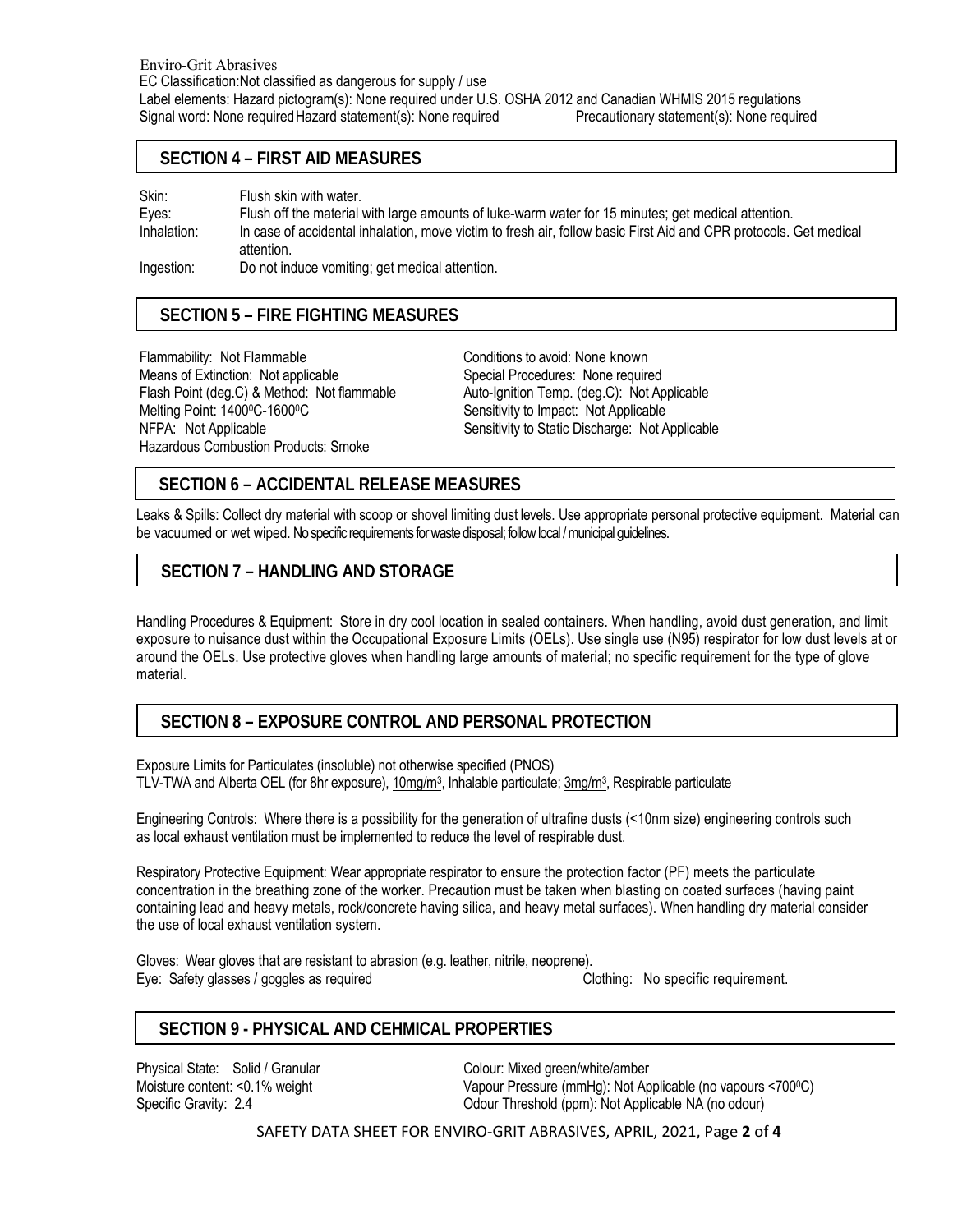Enviro-Grit Abrasives
EC Classification: Not classified as dangerous for supply / use
Label elements: Hazard pictogram(s): None required under U.S. OSHA 2012 and Canadian WHMIS 2015 regulations
Signal word: None required Hazard statement(s): None required Precautionary statement(s): None required

## SECTION 4 – FIRST AID MEASURES

Skin: Flush skin with water.
Eyes: Flush off the material with large amounts of luke-warm water for 15 minutes; get medical attention.
Inhalation: In case of accidental inhalation, move victim to fresh air, follow basic First Aid and CPR protocols. Get medical attention.
Ingestion: Do not induce vomiting; get medical attention.

## SECTION 5 – FIRE FIGHTING MEASURES

Flammability: Not Flammable
Means of Extinction: Not applicable
Flash Point (deg.C) & Method: Not flammable
Melting Point: 1400$^0$C-1600$^0$C
NFPA: Not Applicable
Hazardous Combustion Products: Smoke

Conditions to avoid: None known
Special Procedures: None required
Auto-Ignition Temp. (deg.C): Not Applicable
Sensitivity to Impact: Not Applicable
Sensitivity to Static Discharge: Not Applicable

## SECTION 6 – ACCIDENTAL RELEASE MEASURES

Leaks & Spills: Collect dry material with scoop or shovel limiting dust levels. Use appropriate personal protective equipment. Material can be vacuumed or wet wiped. No specific requirements for waste disposal; follow local / municipal guidelines.

## SECTION 7 – HANDLING AND STORAGE

Handling Procedures & Equipment: Store in dry cool location in sealed containers. When handling, avoid dust generation, and limit exposure to nuisance dust within the Occupational Exposure Limits (OELs). Use single use (N95) respirator for low dust levels at or around the OELs. Use protective gloves when handling large amounts of material; no specific requirement for the type of glove material.

## SECTION 8 – EXPOSURE CONTROL AND PERSONAL PROTECTION

Exposure Limits for Particulates (insoluble) not otherwise specified (PNOS)
TLV-TWA and Alberta OEL (for 8hr exposure), 10mg/m$^3$, Inhalable particulate; 3mg/m$^3$, Respirable particulate

Engineering Controls: Where there is a possibility for the generation of ultrafine dusts (<10nm size) engineering controls such as local exhaust ventilation must be implemented to reduce the level of respirable dust.

Respiratory Protective Equipment: Wear appropriate respirator to ensure the protection factor (PF) meets the particulate concentration in the breathing zone of the worker. Precaution must be taken when blasting on coated surfaces (having paint containing lead and heavy metals, rock/concrete having silica, and heavy metal surfaces). When handling dry material consider the use of local exhaust ventilation system.

Gloves: Wear gloves that are resistant to abrasion (e.g. leather, nitrile, neoprene).
Eye: Safety glasses / goggles as required
Clothing: No specific requirement.

## SECTION 9 - PHYSICAL AND CEHMICAL PROPERTIES

Physical State: Solid / Granular
Moisture content: <0.1% weight
Specific Gravity: 2.4

Colour: Mixed green/white/amber
Vapour Pressure (mmHg): Not Applicable (no vapours <700$^0$C)
Odour Threshold (ppm): Not Applicable NA (no odour)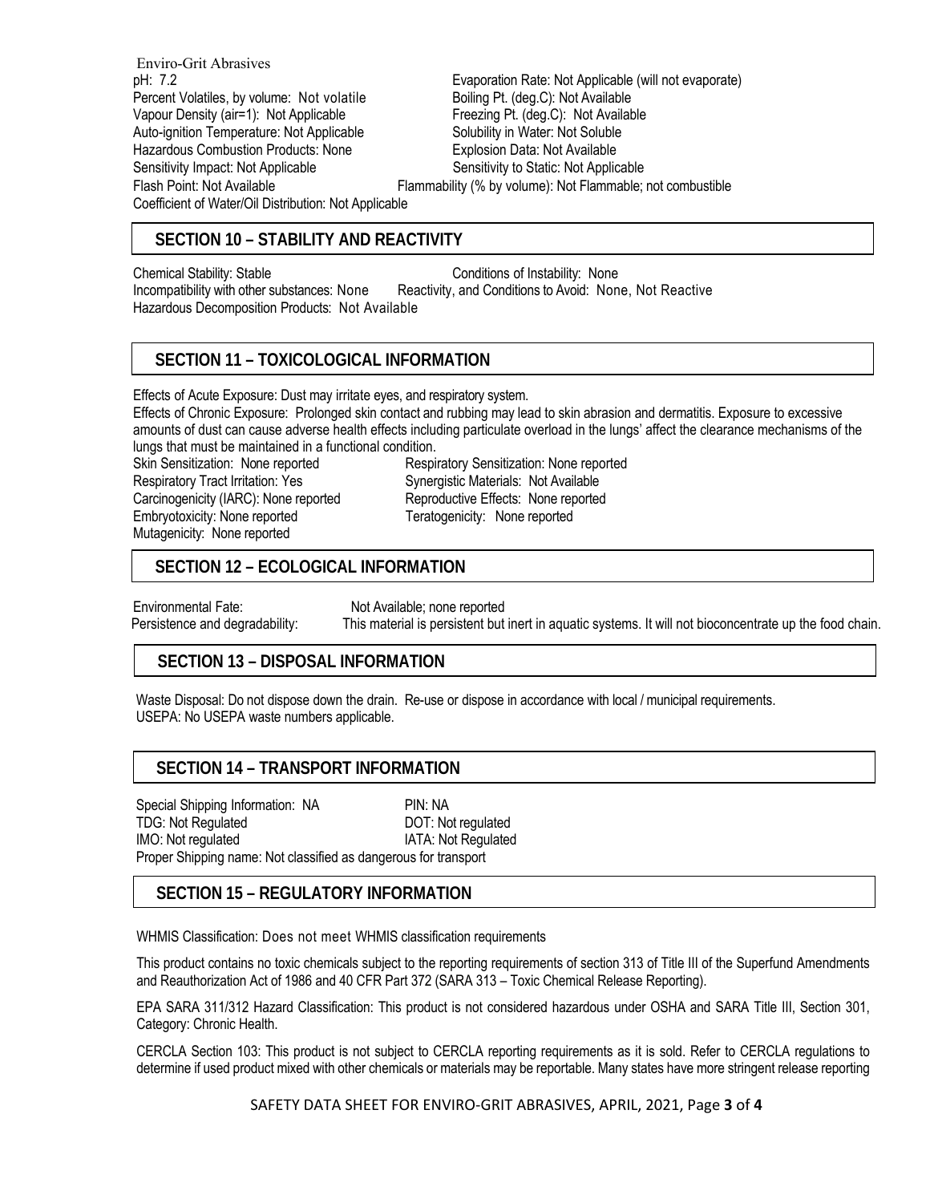Enviro-Grit Abrasives

pH: 7.2

Evaporation Rate: Not Applicable (will not evaporate)

Percent Volatiles, by volume: Not volatile

Boiling Pt. (deg.C): Not Available

Vapour Density (air=1): Not Applicable

Freezing Pt. (deg.C): Not Available

Auto-ignition Temperature: Not Applicable

Solubility in Water: Not Soluble

Hazardous Combustion Products: None

Explosion Data: Not Available

Sensitivity Impact: Not Applicable

Sensitivity to Static: Not Applicable

Flash Point: Not Available

Flammability (% by volume): Not Flammable; not combustible

Coefficient of Water/Oil Distribution: Not Applicable

## SECTION 10 – STABILITY AND REACTIVITY

Chemical Stability: Stable

Conditions of Instability: None

Incompatibility with other substances: None

Reactivity, and Conditions to Avoid: None, Not Reactive

Hazardous Decomposition Products: Not Available

## SECTION 11 – TOXICOLOGICAL INFORMATION

Effects of Acute Exposure: Dust may irritate eyes, and respiratory system.

Effects of Chronic Exposure: Prolonged skin contact and rubbing may lead to skin abrasion and dermatitis. Exposure to excessive amounts of dust can cause adverse health effects including particulate overload in the lungs' affect the clearance mechanisms of the lungs that must be maintained in a functional condition.

Skin Sensitization: None reported

Respiratory Sensitization: None reported

Respiratory Tract Irritation: Yes

Synergistic Materials: Not Available

Carcinogenicity (IARC): None reported

Reproductive Effects: None reported

Embryotoxicity: None reported

Teratogenicity: None reported

Mutagenicity: None reported

## SECTION 12 – ECOLOGICAL INFORMATION

Environmental Fate: Not Available; none reported

Persistence and degradability: This material is persistent but inert in aquatic systems. It will not bioconcentrate up the food chain.

## SECTION 13 – DISPOSAL INFORMATION

Waste Disposal: Do not dispose down the drain. Re-use or dispose in accordance with local / municipal requirements.

USEPA: No USEPA waste numbers applicable.

## SECTION 14 – TRANSPORT INFORMATION

Special Shipping Information: NA

PIN: NA

TDG: Not Regulated

DOT: Not regulated

IMO: Not regulated

IATA: Not Regulated

Proper Shipping name: Not classified as dangerous for transport

## SECTION 15 – REGULATORY INFORMATION

WHMIS Classification: Does not meet WHMIS classification requirements

This product contains no toxic chemicals subject to the reporting requirements of section 313 of Title III of the Superfund Amendments and Reauthorization Act of 1986 and 40 CFR Part 372 (SARA 313 – Toxic Chemical Release Reporting).

EPA SARA 311/312 Hazard Classification: This product is not considered hazardous under OSHA and SARA Title III, Section 301, Category: Chronic Health.

CERCLA Section 103: This product is not subject to CERCLA reporting requirements as it is sold. Refer to CERCLA regulations to determine if used product mixed with other chemicals or materials may be reportable. Many states have more stringent release reporting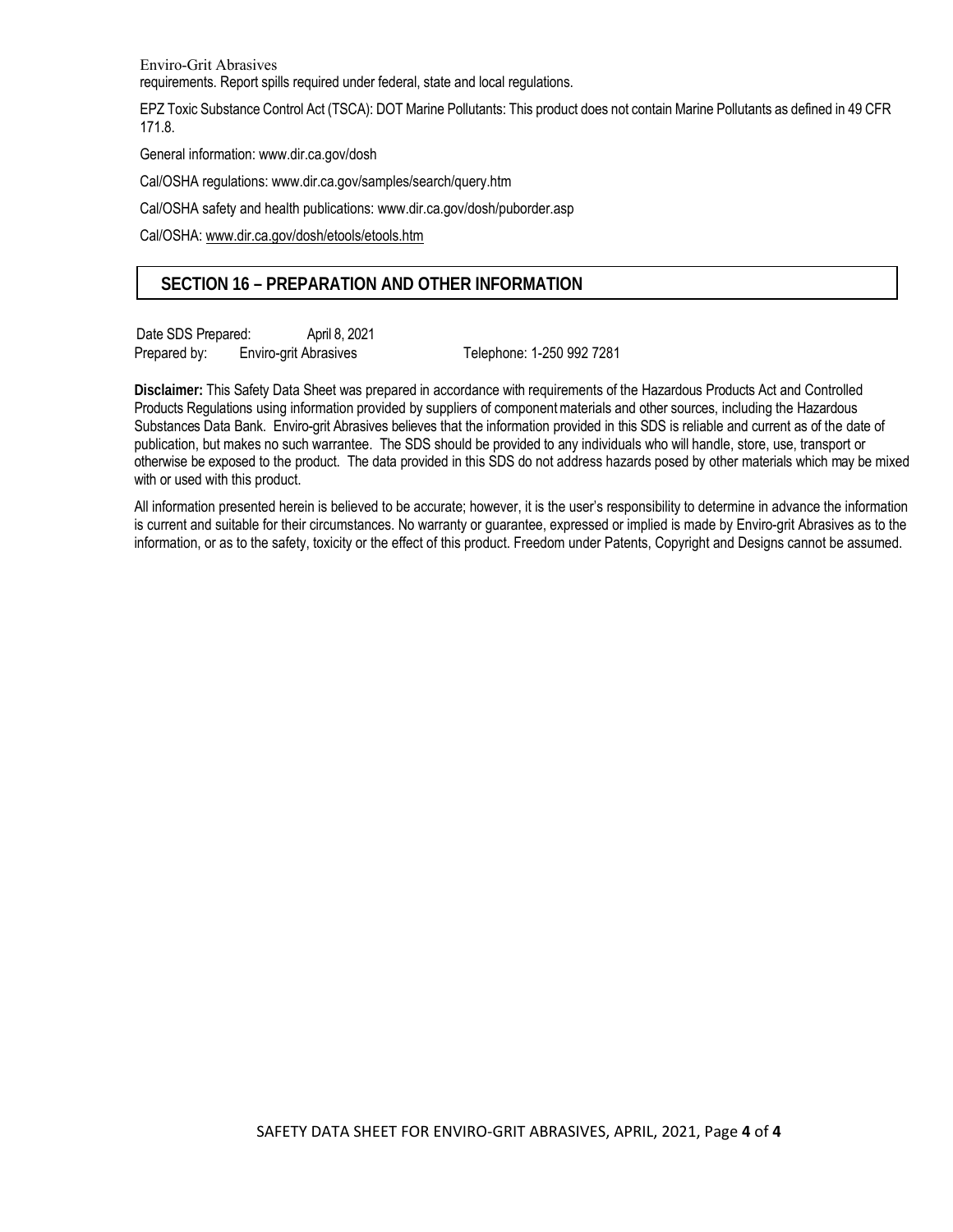requirements. Report spills required under federal, state and local regulations.

EPZ Toxic Substance Control Act (TSCA): DOT Marine Pollutants: This product does not contain Marine Pollutants as defined in 49 CFR 171.8.

General information: www.dir.ca.gov/dosh

Cal/OSHA regulations: www.dir.ca.gov/samples/search/query.htm

Cal/OSHA safety and health publications: www.dir.ca.gov/dosh/puborder.asp

Cal/OSHA: www.dir.ca.gov/dosh/etools/etools.htm

## SECTION 16 – PREPARATION AND OTHER INFORMATION

Date SDS Prepared: April 8, 2021
Prepared by: Enviro-grit Abrasives Telephone: 1-250 992 7281

**Disclaimer:** This Safety Data Sheet was prepared in accordance with requirements of the Hazardous Products Act and Controlled Products Regulations using information provided by suppliers of component materials and other sources, including the Hazardous Substances Data Bank. Enviro-grit Abrasives believes that the information provided in this SDS is reliable and current as of the date of publication, but makes no such warrantee. The SDS should be provided to any individuals who will handle, store, use, transport or otherwise be exposed to the product. The data provided in this SDS do not address hazards posed by other materials which may be mixed with or used with this product.

All information presented herein is believed to be accurate; however, it is the user's responsibility to determine in advance the information is current and suitable for their circumstances. No warranty or guarantee, expressed or implied is made by Enviro-grit Abrasives as to the information, or as to the safety, toxicity or the effect of this product. Freedom under Patents, Copyright and Designs cannot be assumed.